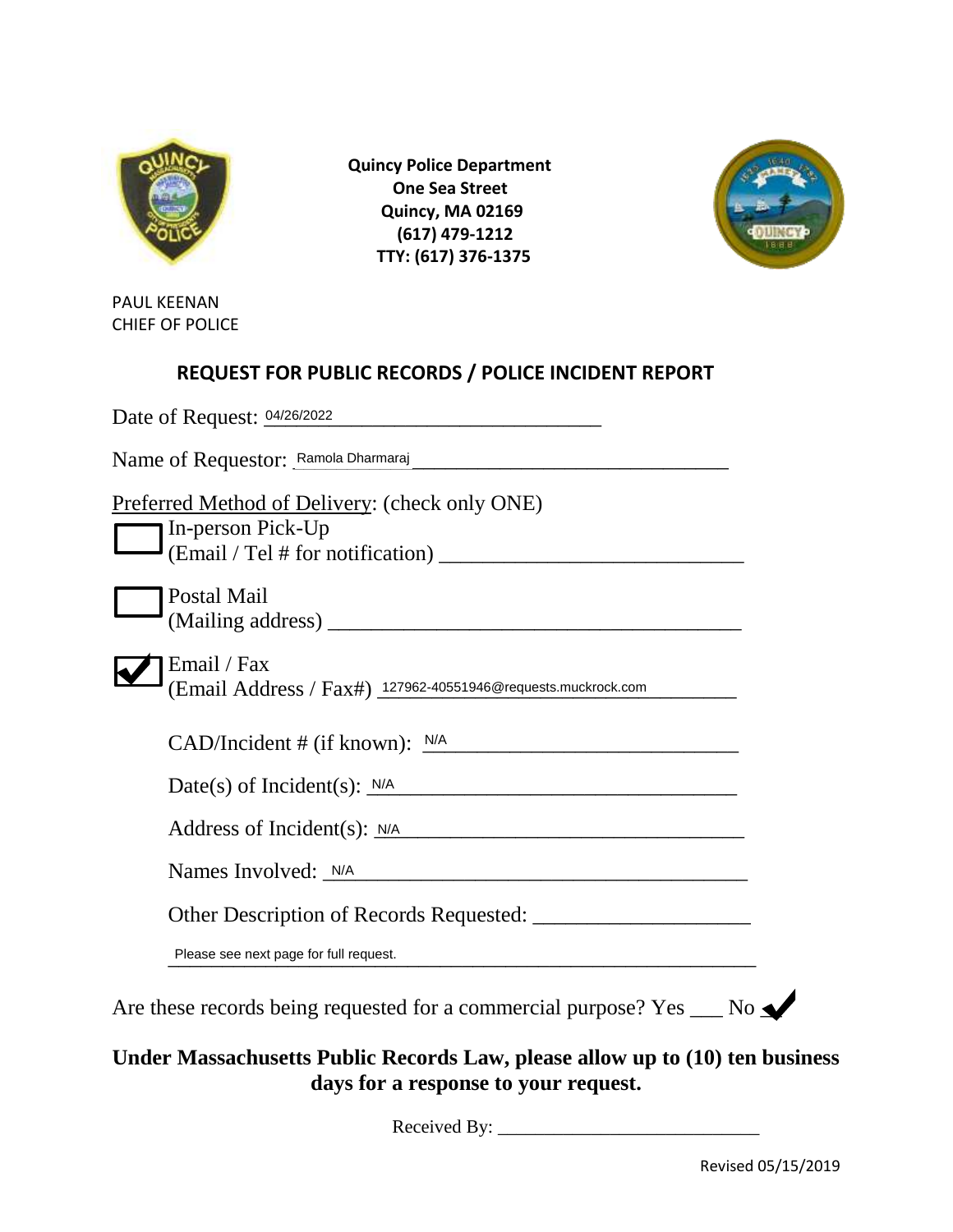**Quincy Police Department**
**One Sea Street**
**Quincy, MA 02169**
**(617) 479-1212**
**TTY: (617) 376-1375**

PAUL KEENAN
CHIEF OF POLICE

## REQUEST FOR PUBLIC RECORDS / POLICE INCIDENT REPORT

Date of Request: 04/26/2022

Name of Requestor: Ramola Dharmaraj

Preferred Method of Delivery: (check only ONE)

☐ In-person Pick-Up
(Email / Tel # for notification) ______________________

☐ Postal Mail
(Mailing address) ______________________

☑ Email / Fax
(Email Address / Fax#) 127962-40551946@requests.muckrock.com

CAD/Incident # (if known): N/A

Date(s) of Incident(s): N/A

Address of Incident(s): N/A

Names Involved: N/A

Other Description of Records Requested: ______________________

Please see next page for full request.

Are these records being requested for a commercial purpose? Yes ___ No ✓

**Under Massachusetts Public Records Law, please allow up to (10) ten business days for a response to your request.**

Received By: ______________________

Revised 05/15/2019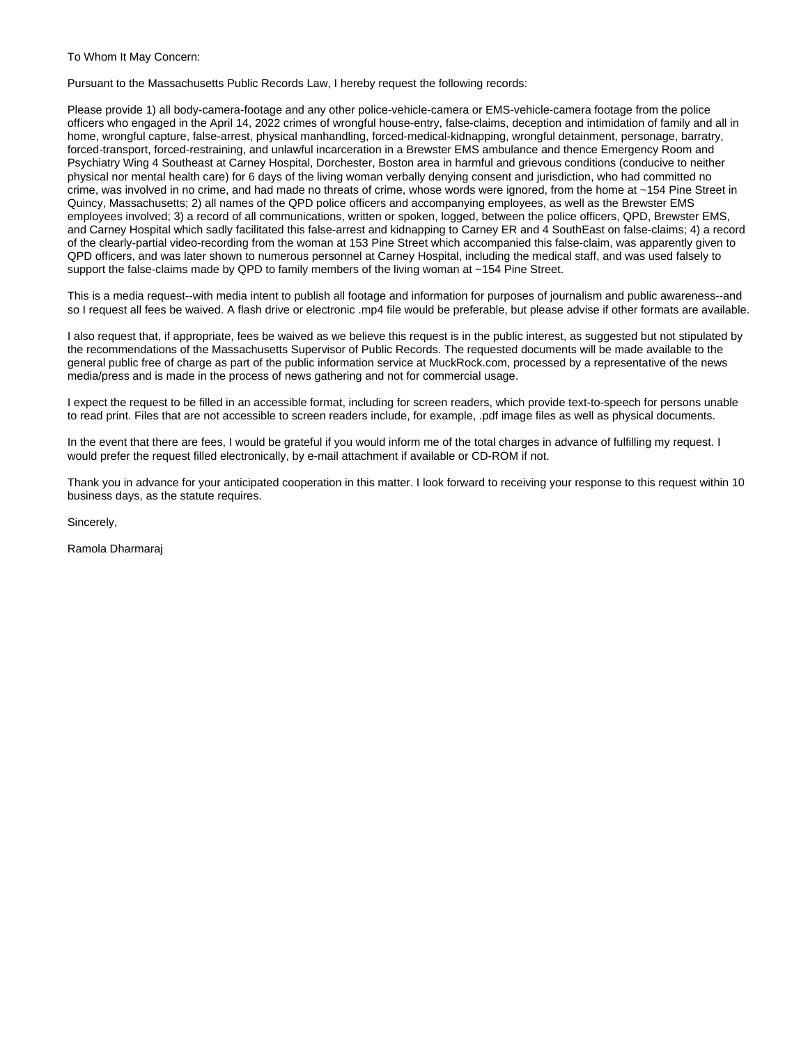To Whom It May Concern:

Pursuant to the Massachusetts Public Records Law, I hereby request the following records:

Please provide 1) all body-camera-footage and any other police-vehicle-camera or EMS-vehicle-camera footage from the police officers who engaged in the April 14, 2022 crimes of wrongful house-entry, false-claims, deception and intimidation of family and all in home, wrongful capture, false-arrest, physical manhandling, forced-medical-kidnapping, wrongful detainment, personage, barratry, forced-transport, forced-restraining, and unlawful incarceration in a Brewster EMS ambulance and thence Emergency Room and Psychiatry Wing 4 Southeast at Carney Hospital, Dorchester, Boston area in harmful and grievous conditions (conducive to neither physical nor mental health care) for 6 days of the living woman verbally denying consent and jurisdiction, who had committed no crime, was involved in no crime, and had made no threats of crime, whose words were ignored, from the home at ~154 Pine Street in Quincy, Massachusetts; 2) all names of the QPD police officers and accompanying employees, as well as the Brewster EMS employees involved; 3) a record of all communications, written or spoken, logged, between the police officers, QPD, Brewster EMS, and Carney Hospital which sadly facilitated this false-arrest and kidnapping to Carney ER and 4 SouthEast on false-claims; 4) a record of the clearly-partial video-recording from the woman at 153 Pine Street which accompanied this false-claim, was apparently given to QPD officers, and was later shown to numerous personnel at Carney Hospital, including the medical staff, and was used falsely to support the false-claims made by QPD to family members of the living woman at ~154 Pine Street.

This is a media request--with media intent to publish all footage and information for purposes of journalism and public awareness--and so I request all fees be waived. A flash drive or electronic .mp4 file would be preferable, but please advise if other formats are available.

I also request that, if appropriate, fees be waived as we believe this request is in the public interest, as suggested but not stipulated by the recommendations of the Massachusetts Supervisor of Public Records. The requested documents will be made available to the general public free of charge as part of the public information service at MuckRock.com, processed by a representative of the news media/press and is made in the process of news gathering and not for commercial usage.

I expect the request to be filled in an accessible format, including for screen readers, which provide text-to-speech for persons unable to read print. Files that are not accessible to screen readers include, for example, .pdf image files as well as physical documents.

In the event that there are fees, I would be grateful if you would inform me of the total charges in advance of fulfilling my request. I would prefer the request filled electronically, by e-mail attachment if available or CD-ROM if not.

Thank you in advance for your anticipated cooperation in this matter. I look forward to receiving your response to this request within 10 business days, as the statute requires.

Sincerely,

Ramola Dharmaraj